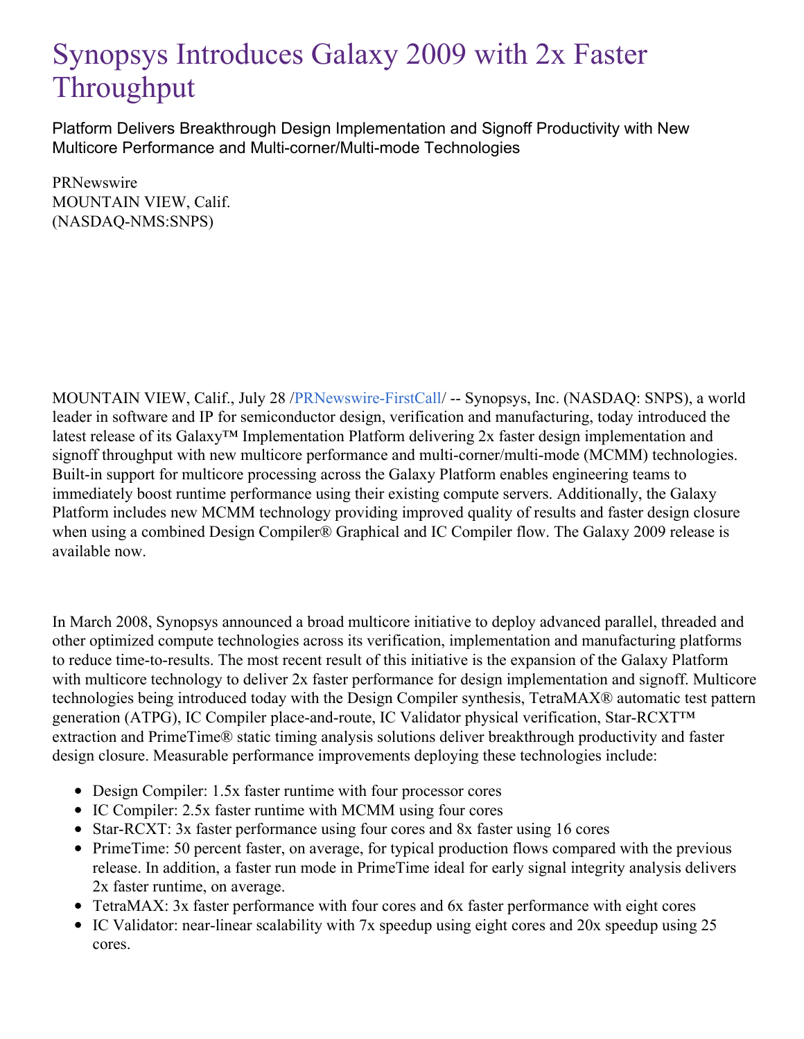# Synopsys Introduces Galaxy 2009 with 2x Faster Throughput

Platform Delivers Breakthrough Design Implementation and Signoff Productivity with New Multicore Performance and Multi-corner/Multi-mode Technologies

PRNewswire
MOUNTAIN VIEW, Calif.
(NASDAQ-NMS:SNPS)

MOUNTAIN VIEW, Calif., July 28 /PRNewswire-FirstCall/ -- Synopsys, Inc. (NASDAQ: SNPS), a world leader in software and IP for semiconductor design, verification and manufacturing, today introduced the latest release of its Galaxy™ Implementation Platform delivering 2x faster design implementation and signoff throughput with new multicore performance and multi-corner/multi-mode (MCMM) technologies. Built-in support for multicore processing across the Galaxy Platform enables engineering teams to immediately boost runtime performance using their existing compute servers. Additionally, the Galaxy Platform includes new MCMM technology providing improved quality of results and faster design closure when using a combined Design Compiler® Graphical and IC Compiler flow. The Galaxy 2009 release is available now.

In March 2008, Synopsys announced a broad multicore initiative to deploy advanced parallel, threaded and other optimized compute technologies across its verification, implementation and manufacturing platforms to reduce time-to-results. The most recent result of this initiative is the expansion of the Galaxy Platform with multicore technology to deliver 2x faster performance for design implementation and signoff. Multicore technologies being introduced today with the Design Compiler synthesis, TetraMAX® automatic test pattern generation (ATPG), IC Compiler place-and-route, IC Validator physical verification, Star-RCXT™ extraction and PrimeTime® static timing analysis solutions deliver breakthrough productivity and faster design closure. Measurable performance improvements deploying these technologies include:

- Design Compiler: 1.5x faster runtime with four processor cores
- IC Compiler: 2.5x faster runtime with MCMM using four cores
- Star-RCXT: 3x faster performance using four cores and 8x faster using 16 cores
- PrimeTime: 50 percent faster, on average, for typical production flows compared with the previous release. In addition, a faster run mode in PrimeTime ideal for early signal integrity analysis delivers 2x faster runtime, on average.
- TetraMAX: 3x faster performance with four cores and 6x faster performance with eight cores
- IC Validator: near-linear scalability with 7x speedup using eight cores and 20x speedup using 25 cores.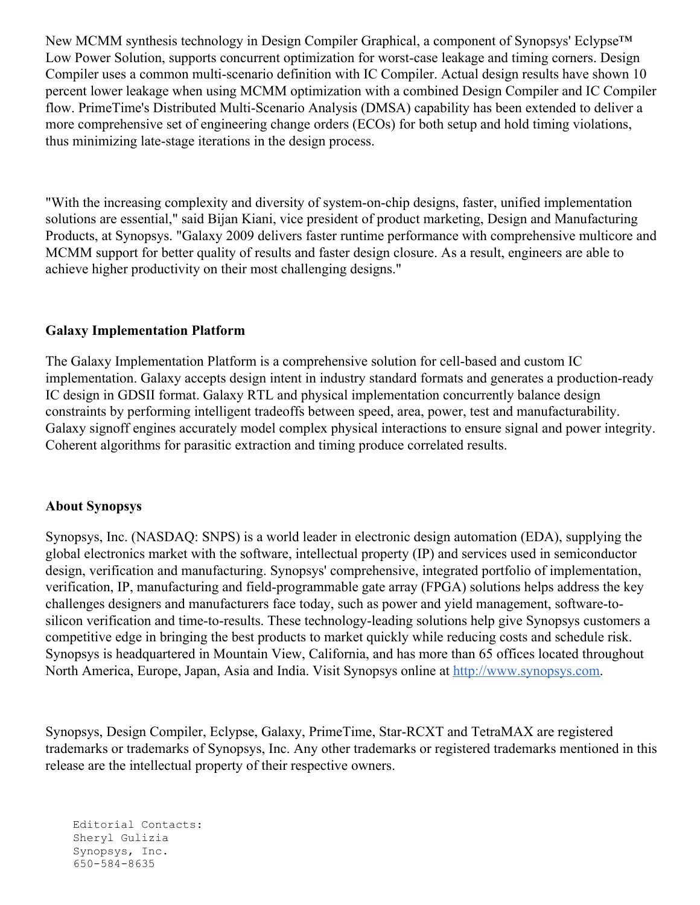New MCMM synthesis technology in Design Compiler Graphical, a component of Synopsys' Eclypse™ Low Power Solution, supports concurrent optimization for worst-case leakage and timing corners. Design Compiler uses a common multi-scenario definition with IC Compiler. Actual design results have shown 10 percent lower leakage when using MCMM optimization with a combined Design Compiler and IC Compiler flow. PrimeTime's Distributed Multi-Scenario Analysis (DMSA) capability has been extended to deliver a more comprehensive set of engineering change orders (ECOs) for both setup and hold timing violations, thus minimizing late-stage iterations in the design process.

"With the increasing complexity and diversity of system-on-chip designs, faster, unified implementation solutions are essential," said Bijan Kiani, vice president of product marketing, Design and Manufacturing Products, at Synopsys. "Galaxy 2009 delivers faster runtime performance with comprehensive multicore and MCMM support for better quality of results and faster design closure. As a result, engineers are able to achieve higher productivity on their most challenging designs."

**Galaxy Implementation Platform**

The Galaxy Implementation Platform is a comprehensive solution for cell-based and custom IC implementation. Galaxy accepts design intent in industry standard formats and generates a production-ready IC design in GDSII format. Galaxy RTL and physical implementation concurrently balance design constraints by performing intelligent tradeoffs between speed, area, power, test and manufacturability. Galaxy signoff engines accurately model complex physical interactions to ensure signal and power integrity. Coherent algorithms for parasitic extraction and timing produce correlated results.

**About Synopsys**

Synopsys, Inc. (NASDAQ: SNPS) is a world leader in electronic design automation (EDA), supplying the global electronics market with the software, intellectual property (IP) and services used in semiconductor design, verification and manufacturing. Synopsys' comprehensive, integrated portfolio of implementation, verification, IP, manufacturing and field-programmable gate array (FPGA) solutions helps address the key challenges designers and manufacturers face today, such as power and yield management, software-to-silicon verification and time-to-results. These technology-leading solutions help give Synopsys customers a competitive edge in bringing the best products to market quickly while reducing costs and schedule risk. Synopsys is headquartered in Mountain View, California, and has more than 65 offices located throughout North America, Europe, Japan, Asia and India. Visit Synopsys online at [http://www.synopsys.com](http://www.synopsys.com).

Synopsys, Design Compiler, Eclypse, Galaxy, PrimeTime, Star-RCXT and TetraMAX are registered trademarks or trademarks of Synopsys, Inc. Any other trademarks or registered trademarks mentioned in this release are the intellectual property of their respective owners.

```
Editorial Contacts:
Sheryl Gulizia
Synopsys, Inc.
650-584-8635
```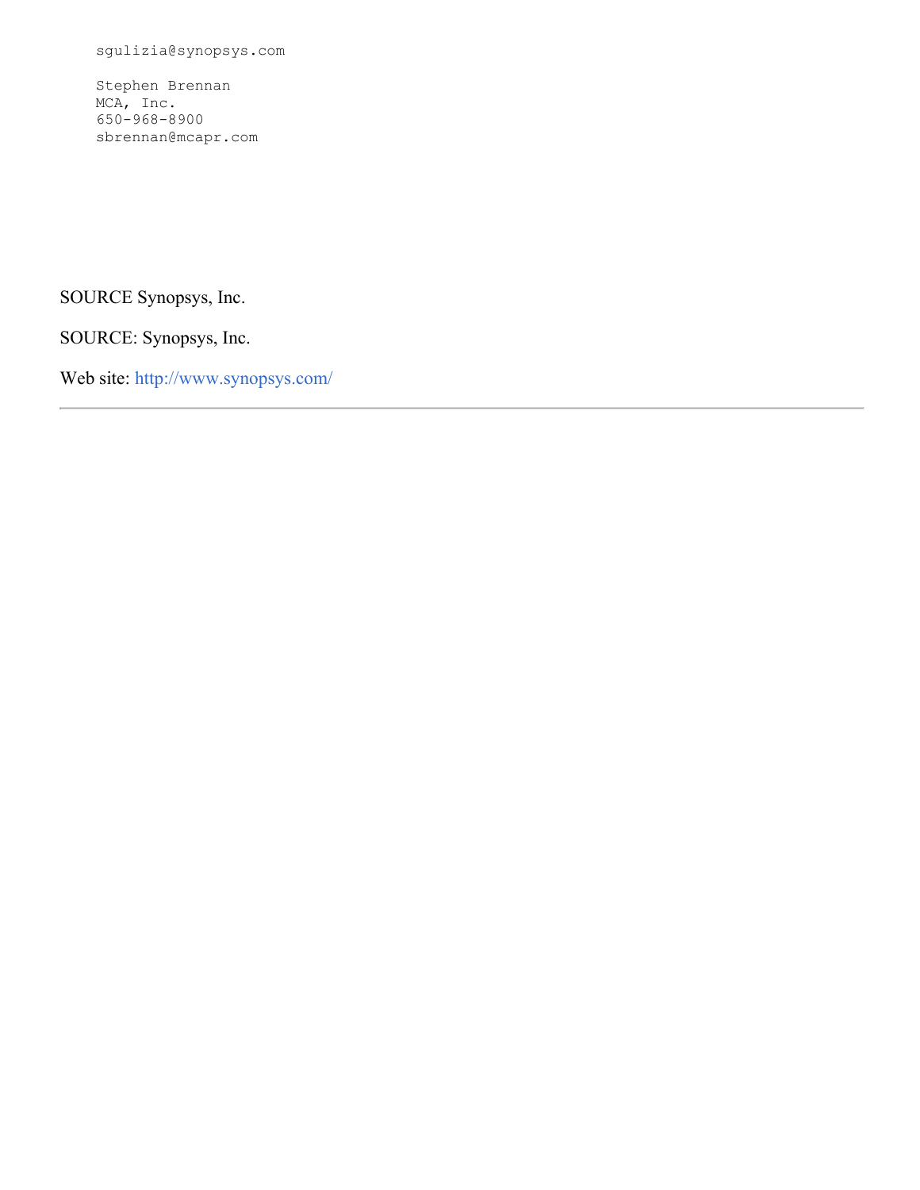```
sgulizia@synopsys.com

Stephen Brennan
MCA, Inc.
650-968-8900
sbrennan@mcapr.com
```

SOURCE Synopsys, Inc.

SOURCE: Synopsys, Inc.

Web site: http://www.synopsys.com/

---